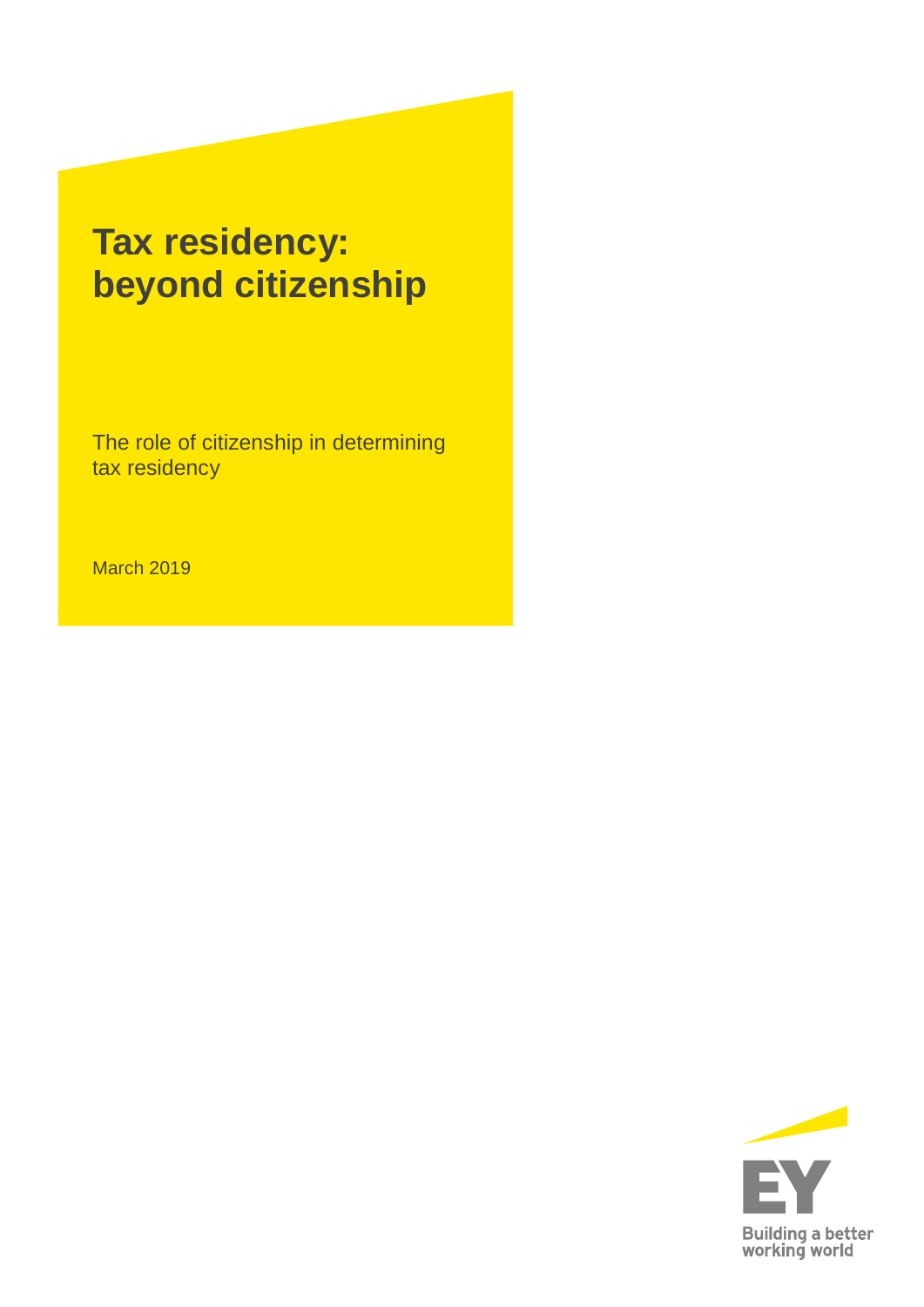# Tax residency: beyond citizenship

The role of citizenship in determining tax residency

March 2019

EY

Building a better working world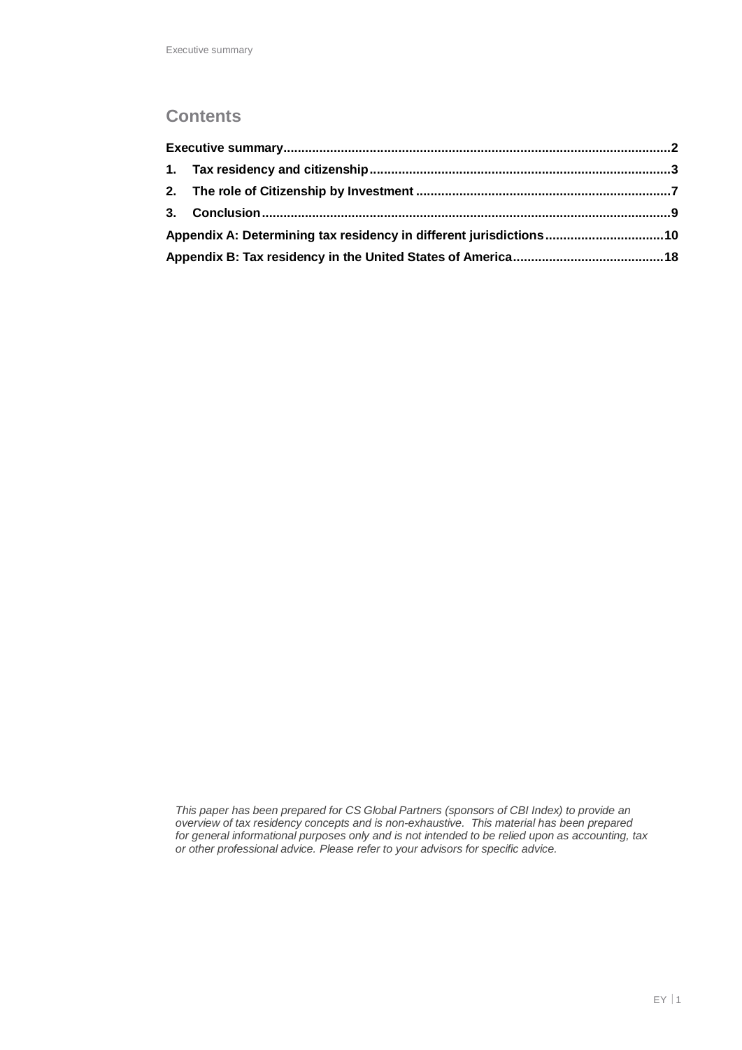## Contents

**Executive summary ........................................................................................................ 2**

**1. Tax residency and citizenship ................................................................................. 3**

**2. The role of Citizenship by Investment ...................................................................... 7**

**3. Conclusion .............................................................................................................. 9**

**Appendix A: Determining tax residency in different jurisdictions ................................ 10**

**Appendix B: Tax residency in the United States of America ......................................... 18**

*This paper has been prepared for CS Global Partners (sponsors of CBI Index) to provide an overview of tax residency concepts and is non-exhaustive. This material has been prepared for general informational purposes only and is not intended to be relied upon as accounting, tax or other professional advice. Please refer to your advisors for specific advice.*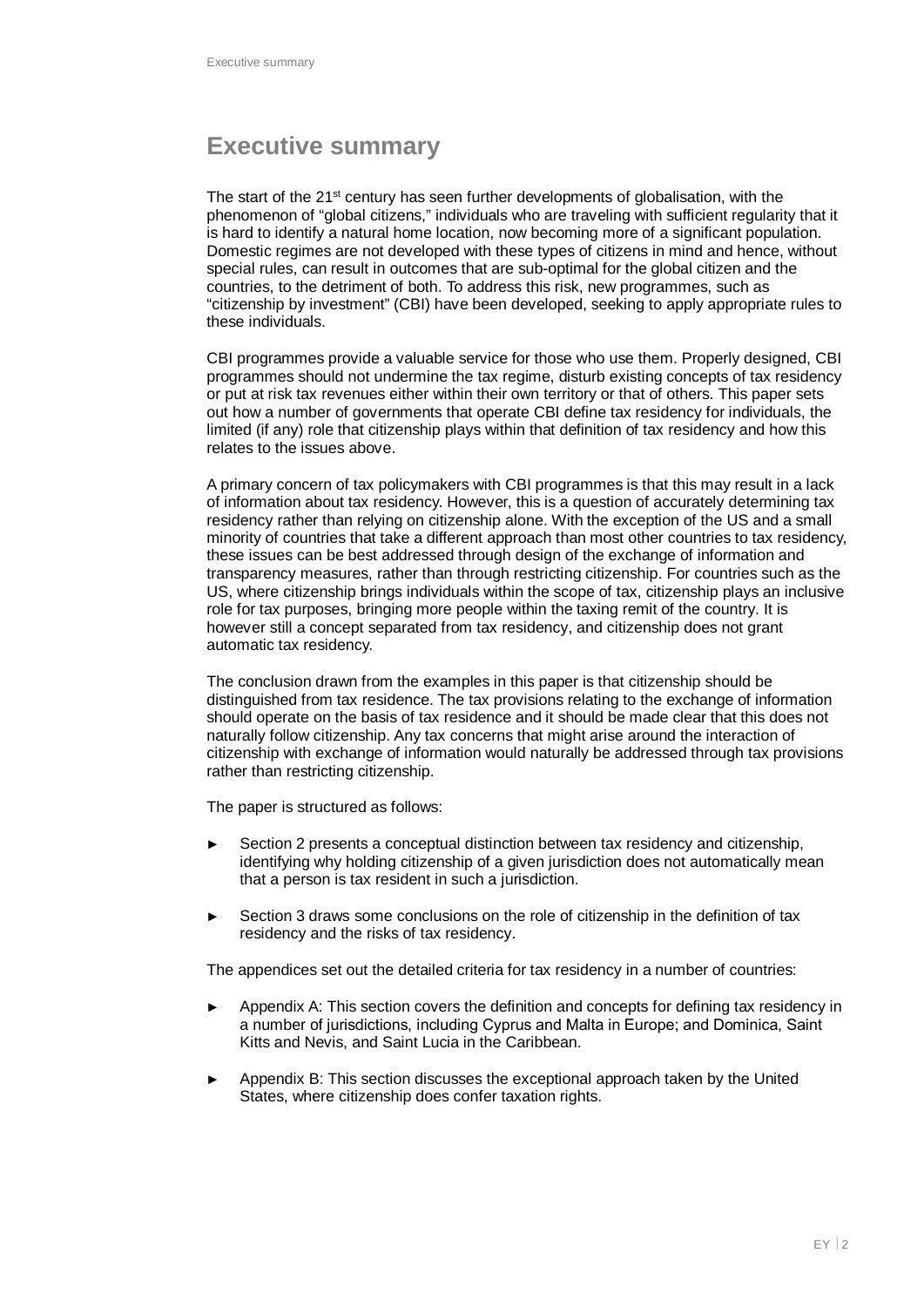# Executive summary

The start of the 21st century has seen further developments of globalisation, with the phenomenon of "global citizens," individuals who are traveling with sufficient regularity that it is hard to identify a natural home location, now becoming more of a significant population. Domestic regimes are not developed with these types of citizens in mind and hence, without special rules, can result in outcomes that are sub-optimal for the global citizen and the countries, to the detriment of both. To address this risk, new programmes, such as "citizenship by investment" (CBI) have been developed, seeking to apply appropriate rules to these individuals.

CBI programmes provide a valuable service for those who use them. Properly designed, CBI programmes should not undermine the tax regime, disturb existing concepts of tax residency or put at risk tax revenues either within their own territory or that of others. This paper sets out how a number of governments that operate CBI define tax residency for individuals, the limited (if any) role that citizenship plays within that definition of tax residency and how this relates to the issues above.

A primary concern of tax policymakers with CBI programmes is that this may result in a lack of information about tax residency. However, this is a question of accurately determining tax residency rather than relying on citizenship alone. With the exception of the US and a small minority of countries that take a different approach than most other countries to tax residency, these issues can be best addressed through design of the exchange of information and transparency measures, rather than through restricting citizenship. For countries such as the US, where citizenship brings individuals within the scope of tax, citizenship plays an inclusive role for tax purposes, bringing more people within the taxing remit of the country. It is however still a concept separated from tax residency, and citizenship does not grant automatic tax residency.

The conclusion drawn from the examples in this paper is that citizenship should be distinguished from tax residence. The tax provisions relating to the exchange of information should operate on the basis of tax residence and it should be made clear that this does not naturally follow citizenship. Any tax concerns that might arise around the interaction of citizenship with exchange of information would naturally be addressed through tax provisions rather than restricting citizenship.

The paper is structured as follows:

- Section 2 presents a conceptual distinction between tax residency and citizenship, identifying why holding citizenship of a given jurisdiction does not automatically mean that a person is tax resident in such a jurisdiction.
- Section 3 draws some conclusions on the role of citizenship in the definition of tax residency and the risks of tax residency.

The appendices set out the detailed criteria for tax residency in a number of countries:

- Appendix A: This section covers the definition and concepts for defining tax residency in a number of jurisdictions, including Cyprus and Malta in Europe; and Dominica, Saint Kitts and Nevis, and Saint Lucia in the Caribbean.
- Appendix B: This section discusses the exceptional approach taken by the United States, where citizenship does confer taxation rights.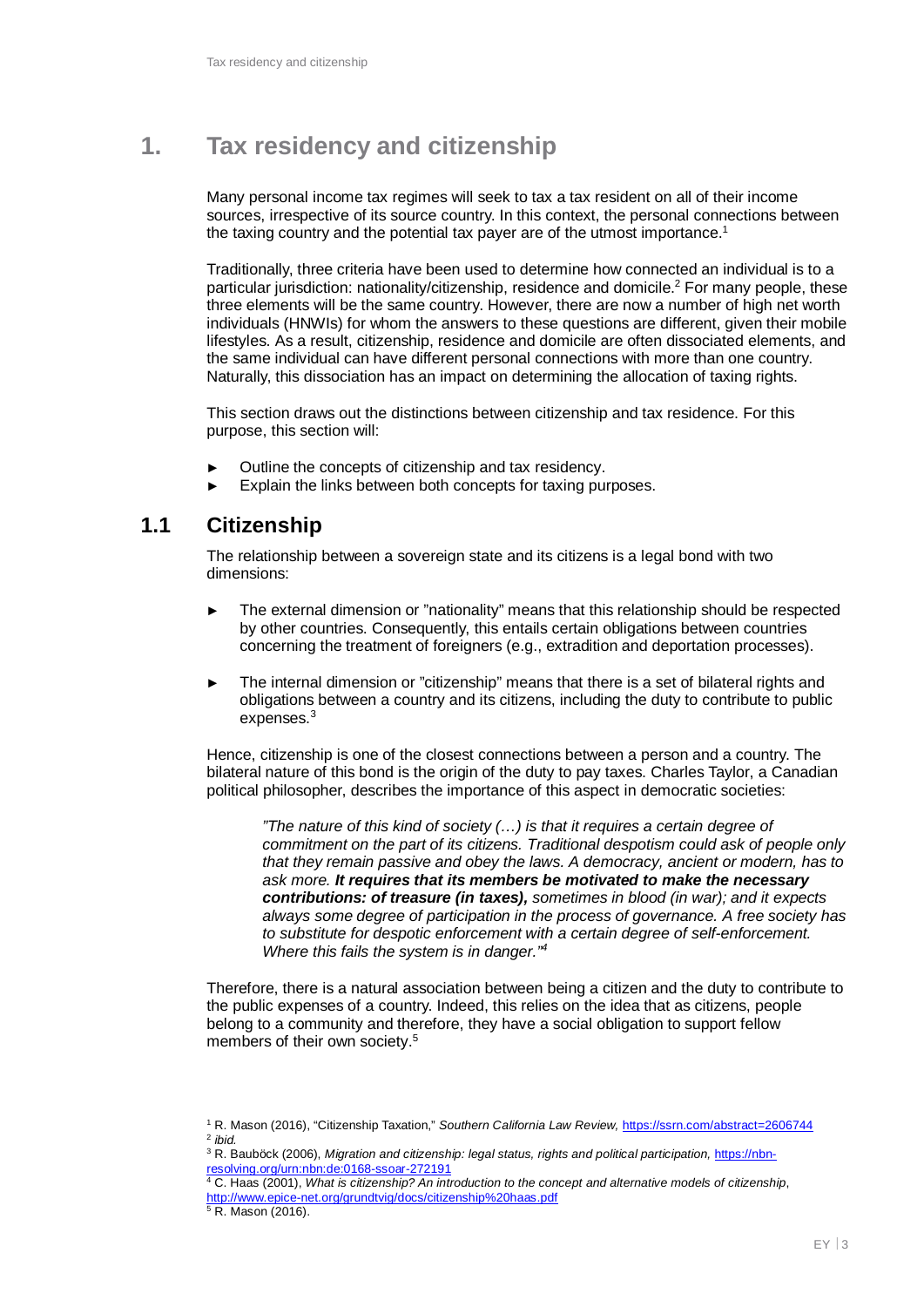# 1. Tax residency and citizenship

Many personal income tax regimes will seek to tax a tax resident on all of their income sources, irrespective of its source country. In this context, the personal connections between the taxing country and the potential tax payer are of the utmost importance.[1]

Traditionally, three criteria have been used to determine how connected an individual is to a particular jurisdiction: nationality/citizenship, residence and domicile.[2] For many people, these three elements will be the same country. However, there are now a number of high net worth individuals (HNWIs) for whom the answers to these questions are different, given their mobile lifestyles. As a result, citizenship, residence and domicile are often dissociated elements, and the same individual can have different personal connections with more than one country. Naturally, this dissociation has an impact on determining the allocation of taxing rights.

This section draws out the distinctions between citizenship and tax residence. For this purpose, this section will:

- Outline the concepts of citizenship and tax residency.
- Explain the links between both concepts for taxing purposes.

## 1.1 Citizenship

The relationship between a sovereign state and its citizens is a legal bond with two dimensions:

- The external dimension or "nationality" means that this relationship should be respected by other countries. Consequently, this entails certain obligations between countries concerning the treatment of foreigners (e.g., extradition and deportation processes).

- The internal dimension or "citizenship" means that there is a set of bilateral rights and obligations between a country and its citizens, including the duty to contribute to public expenses.[3]

Hence, citizenship is one of the closest connections between a person and a country. The bilateral nature of this bond is the origin of the duty to pay taxes. Charles Taylor, a Canadian political philosopher, describes the importance of this aspect in democratic societies:

> *"The nature of this kind of society (…) is that it requires a certain degree of commitment on the part of its citizens. Traditional despotism could ask of people only that they remain passive and obey the laws. A democracy, ancient or modern, has to ask more.* ***It requires that its members be motivated to make the necessary contributions: of treasure (in taxes),*** *sometimes in blood (in war); and it expects always some degree of participation in the process of governance. A free society has to substitute for despotic enforcement with a certain degree of self-enforcement. Where this fails the system is in danger."*[4]

Therefore, there is a natural association between being a citizen and the duty to contribute to the public expenses of a country. Indeed, this relies on the idea that as citizens, people belong to a community and therefore, they have a social obligation to support fellow members of their own society.[5]

---

[1] R. Mason (2016), "Citizenship Taxation," *Southern California Law Review,* https://ssrn.com/abstract=2606744

[2] *ibid.*

[3] R. Bauböck (2006), *Migration and citizenship: legal status, rights and political participation,* https://nbn-resolving.org/urn:nbn:de:0168-ssoar-272191

[4] C. Haas (2001), *What is citizenship? An introduction to the concept and alternative models of citizenship*, http://www.epice-net.org/grundtvig/docs/citizenship%20haas.pdf

[5] R. Mason (2016).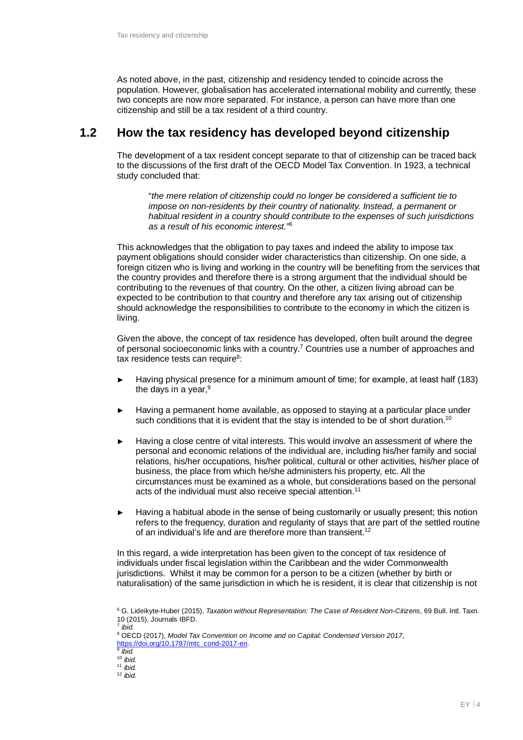As noted above, in the past, citizenship and residency tended to coincide across the population. However, globalisation has accelerated international mobility and currently, these two concepts are now more separated. For instance, a person can have more than one citizenship and still be a tax resident of a third country.

## 1.2 How the tax residency has developed beyond citizenship

The development of a tax resident concept separate to that of citizenship can be traced back to the discussions of the first draft of the OECD Model Tax Convention. In 1923, a technical study concluded that:

> "*the mere relation of citizenship could no longer be considered a sufficient tie to impose on non-residents by their country of nationality. Instead, a permanent or habitual resident in a country should contribute to the expenses of such jurisdictions as a result of his economic interest.*"[6]

This acknowledges that the obligation to pay taxes and indeed the ability to impose tax payment obligations should consider wider characteristics than citizenship. On one side, a foreign citizen who is living and working in the country will be benefiting from the services that the country provides and therefore there is a strong argument that the individual should be contributing to the revenues of that country. On the other, a citizen living abroad can be expected to be contribution to that country and therefore any tax arising out of citizenship should acknowledge the responsibilities to contribute to the economy in which the citizen is living.

Given the above, the concept of tax residence has developed, often built around the degree of personal socioeconomic links with a country.[7] Countries use a number of approaches and tax residence tests can require[8]:

- Having physical presence for a minimum amount of time; for example, at least half (183) the days in a year,[9]
- Having a permanent home available, as opposed to staying at a particular place under such conditions that it is evident that the stay is intended to be of short duration.[10]
- Having a close centre of vital interests. This would involve an assessment of where the personal and economic relations of the individual are, including his/her family and social relations, his/her occupations, his/her political, cultural or other activities, his/her place of business, the place from which he/she administers his property, etc. All the circumstances must be examined as a whole, but considerations based on the personal acts of the individual must also receive special attention.[11]
- Having a habitual abode in the sense of being customarily or usually present; this notion refers to the frequency, duration and regularity of stays that are part of the settled routine of an individual's life and are therefore more than transient.[12]

In this regard, a wide interpretation has been given to the concept of tax residence of individuals under fiscal legislation within the Caribbean and the wider Commonwealth jurisdictions. Whilst it may be common for a person to be a citizen (whether by birth or naturalisation) of the same jurisdiction in which he is resident, it is clear that citizenship is not

---

[6] G. Lideikyte-Huber (2015), *Taxation without Representation: The Case of Resident Non-Citizens*, 69 Bull. Intl. Taxn. 10 (2015), Journals IBFD.

[7] *ibid.*

[8] OECD (2017), *Model Tax Convention on Income and on Capital: Condensed Version 2017*, https://doi.org/10.1787/mtc_cond-2017-en.

[9] *ibid.*

[10] *ibid.*

[11] *ibid.*

[12] *ibid.*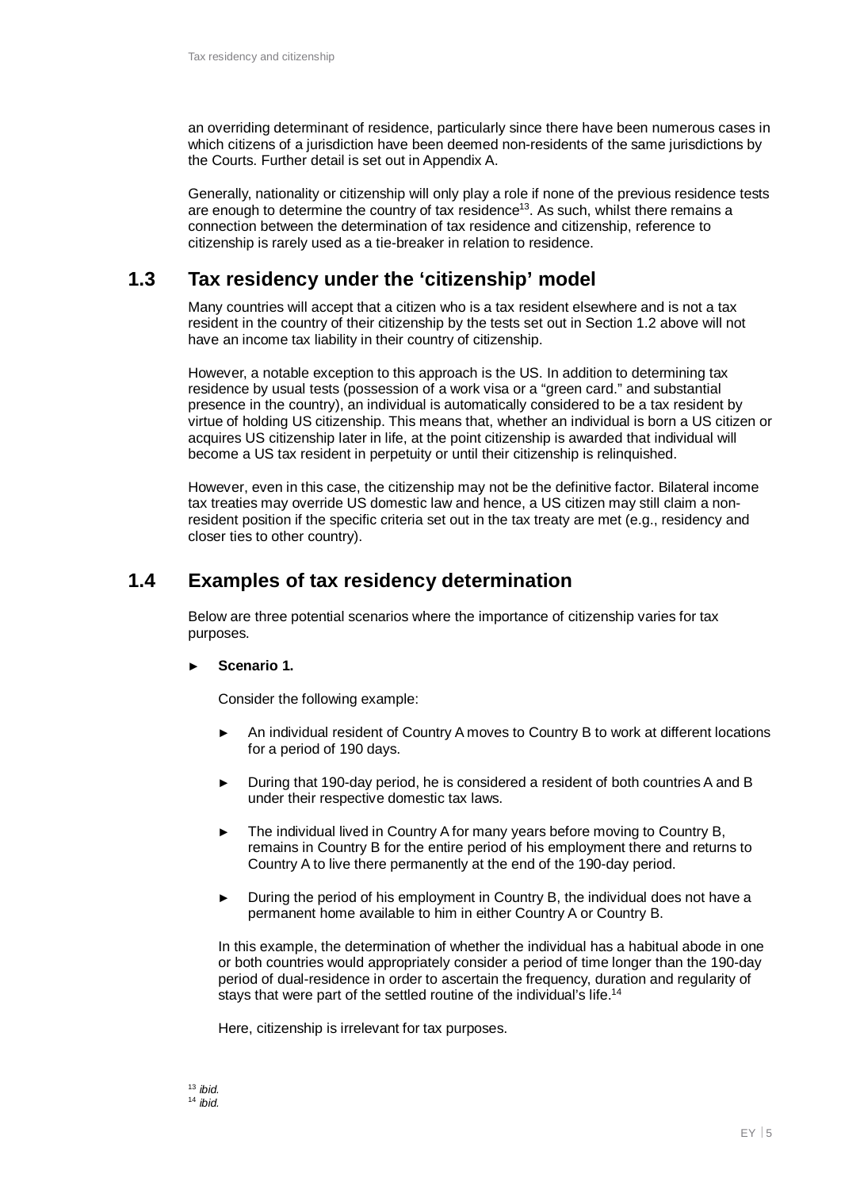an overriding determinant of residence, particularly since there have been numerous cases in which citizens of a jurisdiction have been deemed non-residents of the same jurisdictions by the Courts. Further detail is set out in Appendix A.

Generally, nationality or citizenship will only play a role if none of the previous residence tests are enough to determine the country of tax residence[13]. As such, whilst there remains a connection between the determination of tax residence and citizenship, reference to citizenship is rarely used as a tie-breaker in relation to residence.

## 1.3 Tax residency under the 'citizenship' model

Many countries will accept that a citizen who is a tax resident elsewhere and is not a tax resident in the country of their citizenship by the tests set out in Section 1.2 above will not have an income tax liability in their country of citizenship.

However, a notable exception to this approach is the US. In addition to determining tax residence by usual tests (possession of a work visa or a "green card." and substantial presence in the country), an individual is automatically considered to be a tax resident by virtue of holding US citizenship. This means that, whether an individual is born a US citizen or acquires US citizenship later in life, at the point citizenship is awarded that individual will become a US tax resident in perpetuity or until their citizenship is relinquished.

However, even in this case, the citizenship may not be the definitive factor. Bilateral income tax treaties may override US domestic law and hence, a US citizen may still claim a non-resident position if the specific criteria set out in the tax treaty are met (e.g., residency and closer ties to other country).

## 1.4 Examples of tax residency determination

Below are three potential scenarios where the importance of citizenship varies for tax purposes.

- **Scenario 1.**

  Consider the following example:

  - An individual resident of Country A moves to Country B to work at different locations for a period of 190 days.
  - During that 190-day period, he is considered a resident of both countries A and B under their respective domestic tax laws.
  - The individual lived in Country A for many years before moving to Country B, remains in Country B for the entire period of his employment there and returns to Country A to live there permanently at the end of the 190-day period.
  - During the period of his employment in Country B, the individual does not have a permanent home available to him in either Country A or Country B.

  In this example, the determination of whether the individual has a habitual abode in one or both countries would appropriately consider a period of time longer than the 190-day period of dual-residence in order to ascertain the frequency, duration and regularity of stays that were part of the settled routine of the individual's life.[14]

  Here, citizenship is irrelevant for tax purposes.

[13] *ibid.*
[14] *ibid.*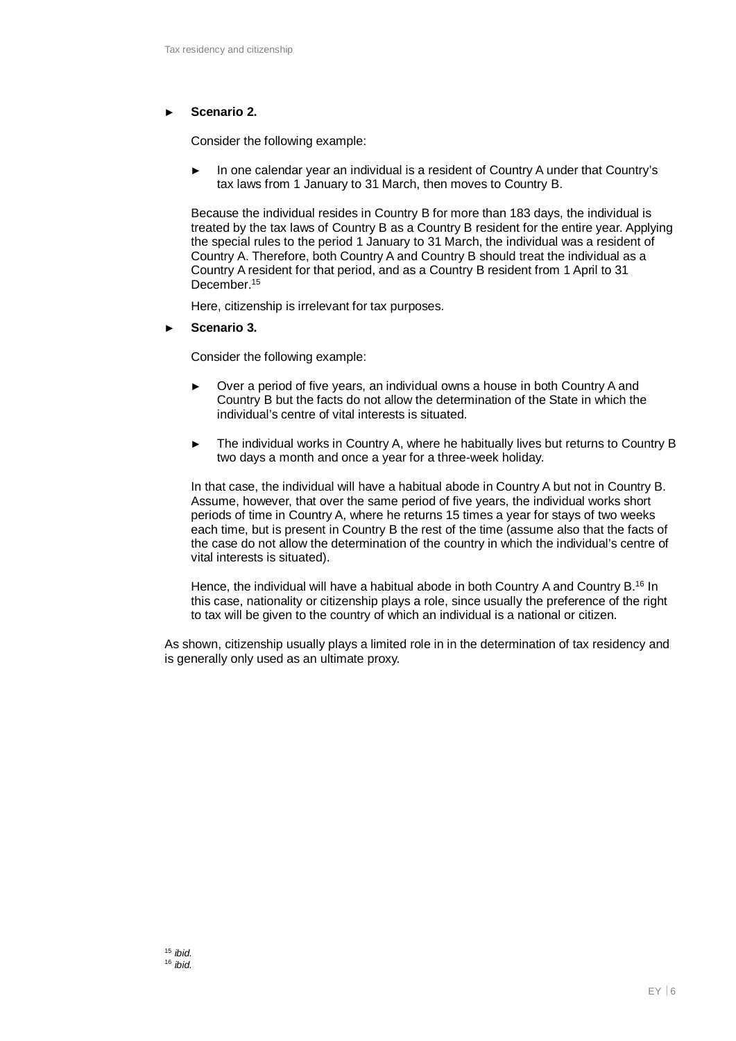- **Scenario 2.**

  Consider the following example:

  - In one calendar year an individual is a resident of Country A under that Country's tax laws from 1 January to 31 March, then moves to Country B.

  Because the individual resides in Country B for more than 183 days, the individual is treated by the tax laws of Country B as a Country B resident for the entire year. Applying the special rules to the period 1 January to 31 March, the individual was a resident of Country A. Therefore, both Country A and Country B should treat the individual as a Country A resident for that period, and as a Country B resident from 1 April to 31 December.[15]

  Here, citizenship is irrelevant for tax purposes.

- **Scenario 3.**

  Consider the following example:

  - Over a period of five years, an individual owns a house in both Country A and Country B but the facts do not allow the determination of the State in which the individual's centre of vital interests is situated.
  - The individual works in Country A, where he habitually lives but returns to Country B two days a month and once a year for a three-week holiday.

  In that case, the individual will have a habitual abode in Country A but not in Country B. Assume, however, that over the same period of five years, the individual works short periods of time in Country A, where he returns 15 times a year for stays of two weeks each time, but is present in Country B the rest of the time (assume also that the facts of the case do not allow the determination of the country in which the individual's centre of vital interests is situated).

  Hence, the individual will have a habitual abode in both Country A and Country B.[16] In this case, nationality or citizenship plays a role, since usually the preference of the right to tax will be given to the country of which an individual is a national or citizen.

As shown, citizenship usually plays a limited role in in the determination of tax residency and is generally only used as an ultimate proxy.

[15] *ibid.*
[16] *ibid.*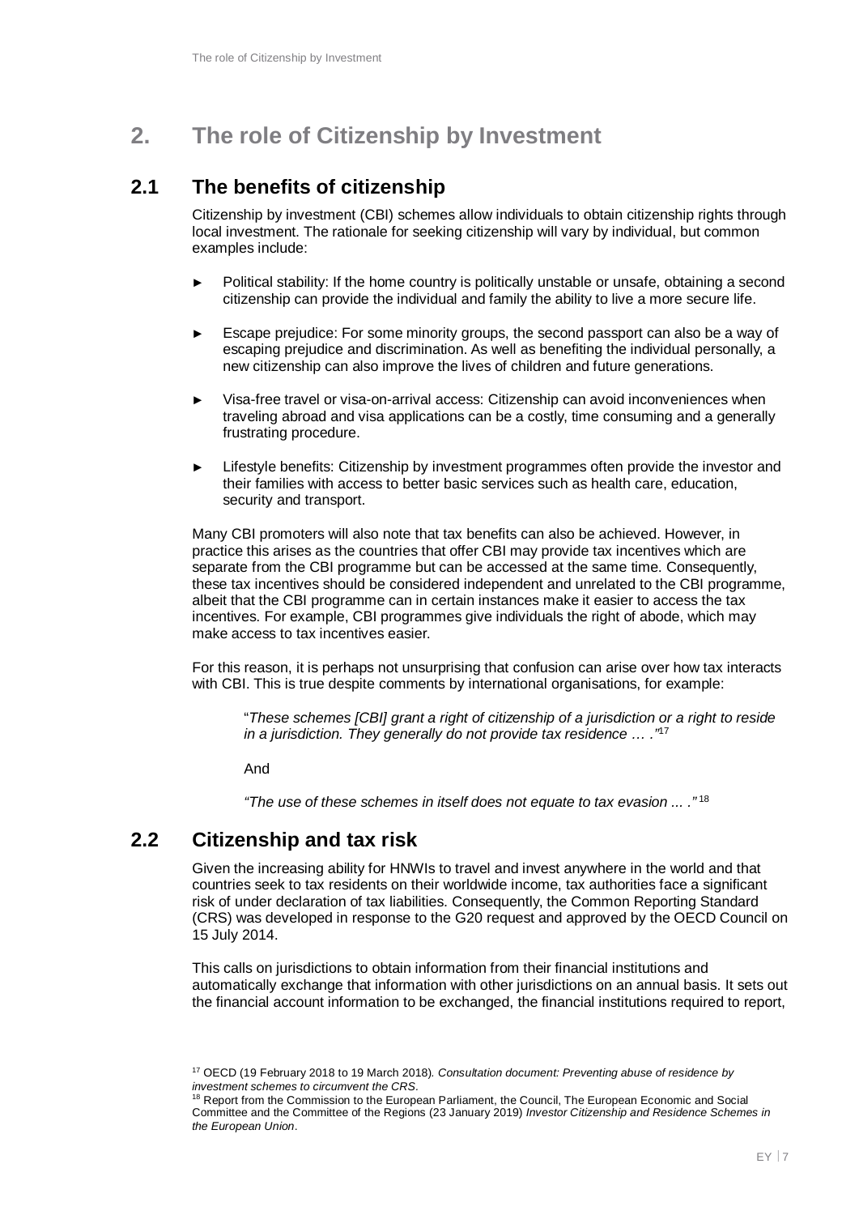# 2. The role of Citizenship by Investment

## 2.1 The benefits of citizenship

Citizenship by investment (CBI) schemes allow individuals to obtain citizenship rights through local investment. The rationale for seeking citizenship will vary by individual, but common examples include:

- Political stability: If the home country is politically unstable or unsafe, obtaining a second citizenship can provide the individual and family the ability to live a more secure life.
- Escape prejudice: For some minority groups, the second passport can also be a way of escaping prejudice and discrimination. As well as benefiting the individual personally, a new citizenship can also improve the lives of children and future generations.
- Visa-free travel or visa-on-arrival access: Citizenship can avoid inconveniences when traveling abroad and visa applications can be a costly, time consuming and a generally frustrating procedure.
- Lifestyle benefits: Citizenship by investment programmes often provide the investor and their families with access to better basic services such as health care, education, security and transport.

Many CBI promoters will also note that tax benefits can also be achieved. However, in practice this arises as the countries that offer CBI may provide tax incentives which are separate from the CBI programme but can be accessed at the same time. Consequently, these tax incentives should be considered independent and unrelated to the CBI programme, albeit that the CBI programme can in certain instances make it easier to access the tax incentives. For example, CBI programmes give individuals the right of abode, which may make access to tax incentives easier.

For this reason, it is perhaps not unsurprising that confusion can arise over how tax interacts with CBI. This is true despite comments by international organisations, for example:

> "*These schemes [CBI] grant a right of citizenship of a jurisdiction or a right to reside in a jurisdiction. They generally do not provide tax residence … .*"[17]
>
> And
>
> *"The use of these schemes in itself does not equate to tax evasion ... ."* [18]

## 2.2 Citizenship and tax risk

Given the increasing ability for HNWIs to travel and invest anywhere in the world and that countries seek to tax residents on their worldwide income, tax authorities face a significant risk of under declaration of tax liabilities. Consequently, the Common Reporting Standard (CRS) was developed in response to the G20 request and approved by the OECD Council on 15 July 2014.

This calls on jurisdictions to obtain information from their financial institutions and automatically exchange that information with other jurisdictions on an annual basis. It sets out the financial account information to be exchanged, the financial institutions required to report,

---

[17] OECD (19 February 2018 to 19 March 2018). *Consultation document: Preventing abuse of residence by investment schemes to circumvent the CRS*.

[18] Report from the Commission to the European Parliament, the Council, The European Economic and Social Committee and the Committee of the Regions (23 January 2019) *Investor Citizenship and Residence Schemes in the European Union*.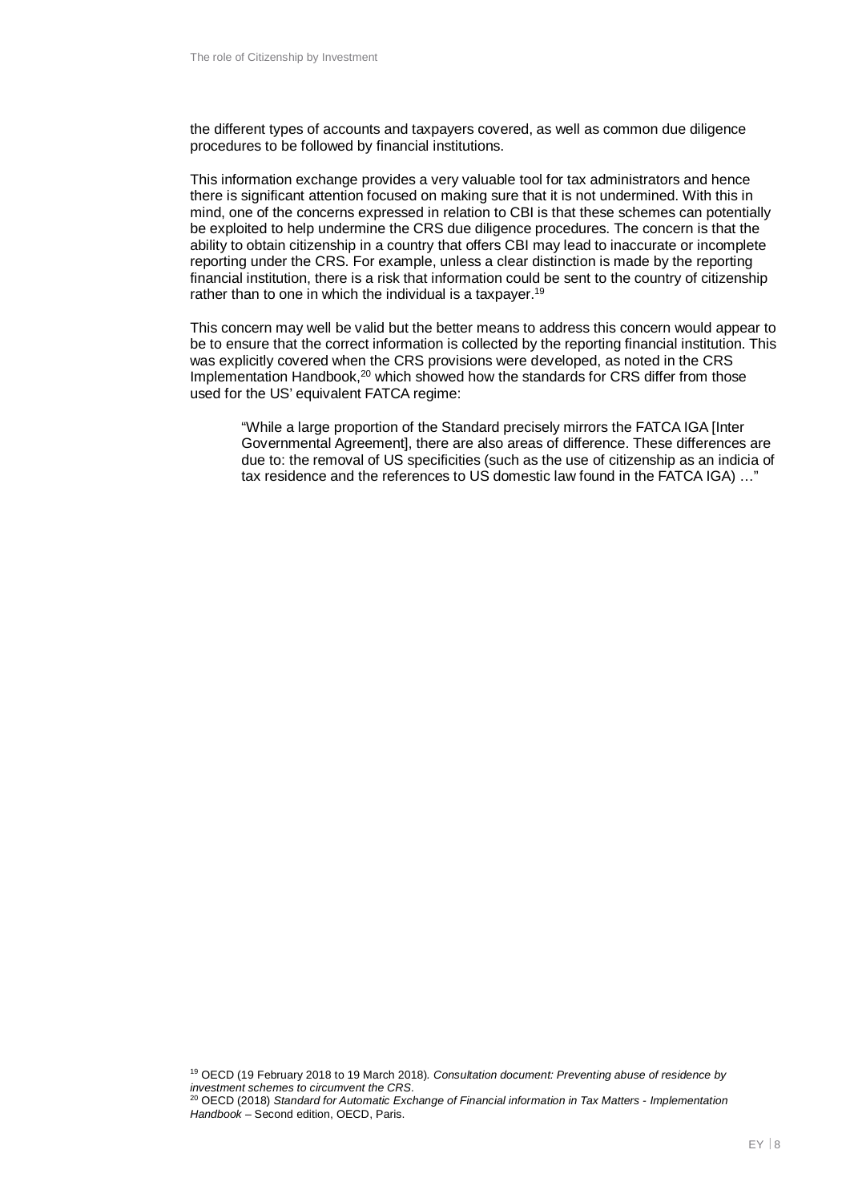the different types of accounts and taxpayers covered, as well as common due diligence procedures to be followed by financial institutions.

This information exchange provides a very valuable tool for tax administrators and hence there is significant attention focused on making sure that it is not undermined. With this in mind, one of the concerns expressed in relation to CBI is that these schemes can potentially be exploited to help undermine the CRS due diligence procedures. The concern is that the ability to obtain citizenship in a country that offers CBI may lead to inaccurate or incomplete reporting under the CRS. For example, unless a clear distinction is made by the reporting financial institution, there is a risk that information could be sent to the country of citizenship rather than to one in which the individual is a taxpayer.[19]

This concern may well be valid but the better means to address this concern would appear to be to ensure that the correct information is collected by the reporting financial institution. This was explicitly covered when the CRS provisions were developed, as noted in the CRS Implementation Handbook,[20] which showed how the standards for CRS differ from those used for the US' equivalent FATCA regime:

> "While a large proportion of the Standard precisely mirrors the FATCA IGA [Inter Governmental Agreement], there are also areas of difference. These differences are due to: the removal of US specificities (such as the use of citizenship as an indicia of tax residence and the references to US domestic law found in the FATCA IGA) …"

[19] OECD (19 February 2018 to 19 March 2018). *Consultation document: Preventing abuse of residence by investment schemes to circumvent the CRS.*

[20] OECD (2018) *Standard for Automatic Exchange of Financial information in Tax Matters - Implementation Handbook* – Second edition, OECD, Paris.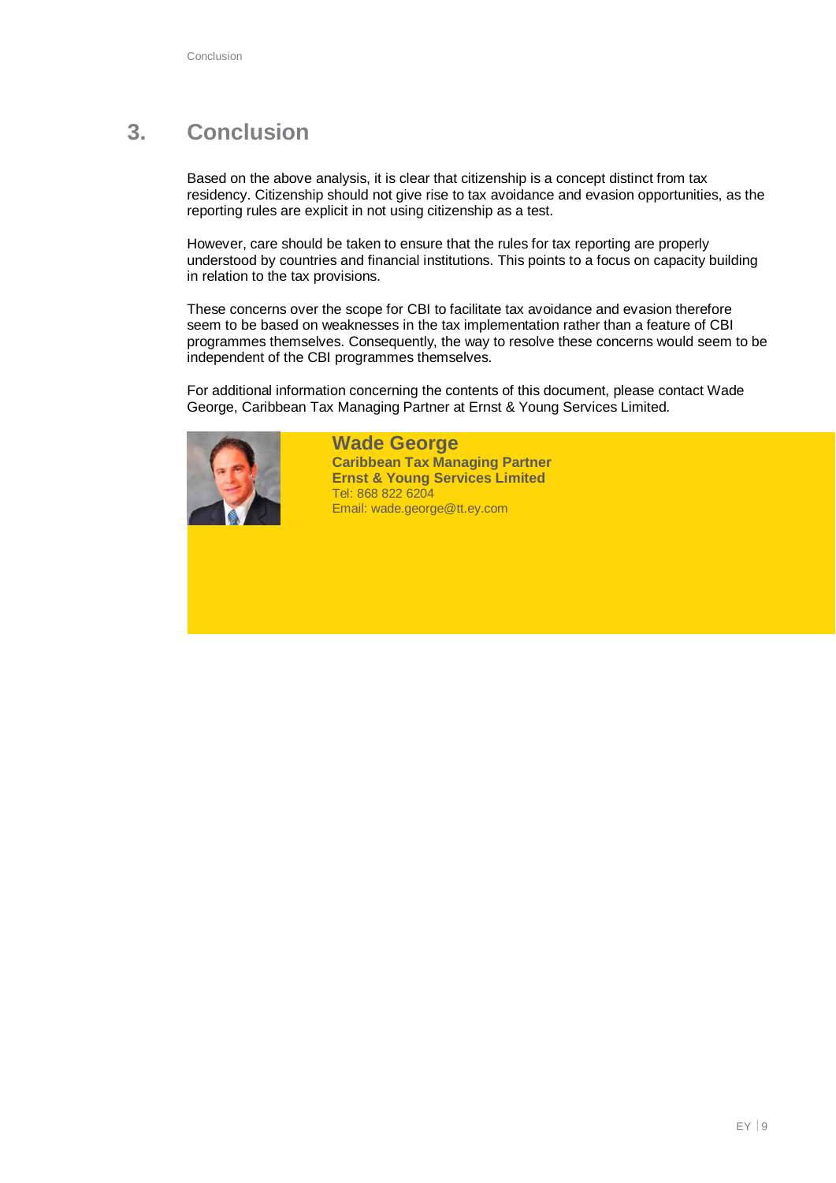# 3. Conclusion

Based on the above analysis, it is clear that citizenship is a concept distinct from tax residency. Citizenship should not give rise to tax avoidance and evasion opportunities, as the reporting rules are explicit in not using citizenship as a test.

However, care should be taken to ensure that the rules for tax reporting are properly understood by countries and financial institutions. This points to a focus on capacity building in relation to the tax provisions.

These concerns over the scope for CBI to facilitate tax avoidance and evasion therefore seem to be based on weaknesses in the tax implementation rather than a feature of CBI programmes themselves. Consequently, the way to resolve these concerns would seem to be independent of the CBI programmes themselves.

For additional information concerning the contents of this document, please contact Wade George, Caribbean Tax Managing Partner at Ernst & Young Services Limited.

**Wade George**
**Caribbean Tax Managing Partner**
**Ernst & Young Services Limited**
Tel: 868 822 6204
Email: wade.george@tt.ey.com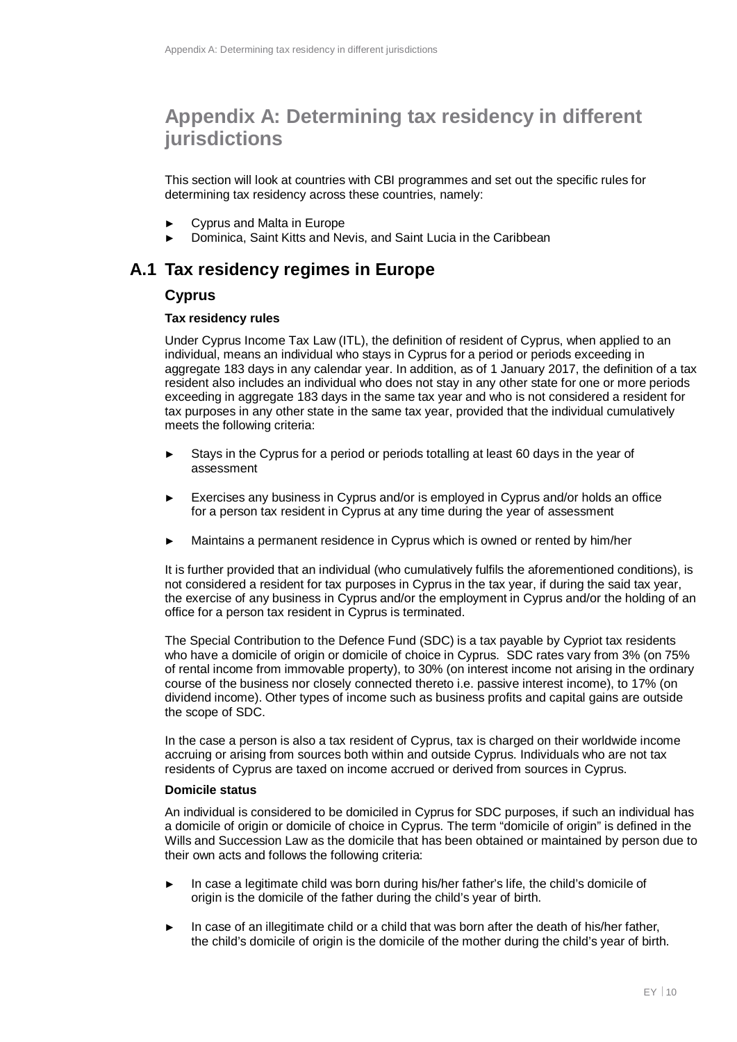# Appendix A: Determining tax residency in different jurisdictions

This section will look at countries with CBI programmes and set out the specific rules for determining tax residency across these countries, namely:

- Cyprus and Malta in Europe
- Dominica, Saint Kitts and Nevis, and Saint Lucia in the Caribbean

## A.1 Tax residency regimes in Europe

### Cyprus

#### Tax residency rules

Under Cyprus Income Tax Law (ITL), the definition of resident of Cyprus, when applied to an individual, means an individual who stays in Cyprus for a period or periods exceeding in aggregate 183 days in any calendar year. In addition, as of 1 January 2017, the definition of a tax resident also includes an individual who does not stay in any other state for one or more periods exceeding in aggregate 183 days in the same tax year and who is not considered a resident for tax purposes in any other state in the same tax year, provided that the individual cumulatively meets the following criteria:

- Stays in the Cyprus for a period or periods totalling at least 60 days in the year of assessment
- Exercises any business in Cyprus and/or is employed in Cyprus and/or holds an office for a person tax resident in Cyprus at any time during the year of assessment
- Maintains a permanent residence in Cyprus which is owned or rented by him/her

It is further provided that an individual (who cumulatively fulfils the aforementioned conditions), is not considered a resident for tax purposes in Cyprus in the tax year, if during the said tax year, the exercise of any business in Cyprus and/or the employment in Cyprus and/or the holding of an office for a person tax resident in Cyprus is terminated.

The Special Contribution to the Defence Fund (SDC) is a tax payable by Cypriot tax residents who have a domicile of origin or domicile of choice in Cyprus. SDC rates vary from 3% (on 75% of rental income from immovable property), to 30% (on interest income not arising in the ordinary course of the business nor closely connected thereto i.e. passive interest income), to 17% (on dividend income). Other types of income such as business profits and capital gains are outside the scope of SDC.

In the case a person is also a tax resident of Cyprus, tax is charged on their worldwide income accruing or arising from sources both within and outside Cyprus. Individuals who are not tax residents of Cyprus are taxed on income accrued or derived from sources in Cyprus.

#### Domicile status

An individual is considered to be domiciled in Cyprus for SDC purposes, if such an individual has a domicile of origin or domicile of choice in Cyprus. The term "domicile of origin" is defined in the Wills and Succession Law as the domicile that has been obtained or maintained by person due to their own acts and follows the following criteria:

- In case a legitimate child was born during his/her father's life, the child's domicile of origin is the domicile of the father during the child's year of birth.
- In case of an illegitimate child or a child that was born after the death of his/her father, the child's domicile of origin is the domicile of the mother during the child's year of birth.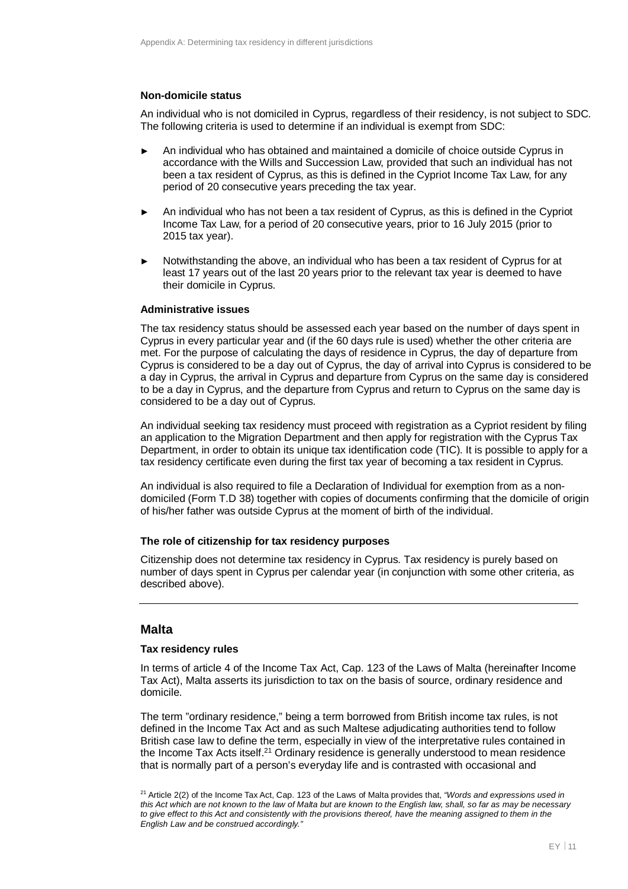### Non-domicile status

An individual who is not domiciled in Cyprus, regardless of their residency, is not subject to SDC. The following criteria is used to determine if an individual is exempt from SDC:

- An individual who has obtained and maintained a domicile of choice outside Cyprus in accordance with the Wills and Succession Law, provided that such an individual has not been a tax resident of Cyprus, as this is defined in the Cypriot Income Tax Law, for any period of 20 consecutive years preceding the tax year.
- An individual who has not been a tax resident of Cyprus, as this is defined in the Cypriot Income Tax Law, for a period of 20 consecutive years, prior to 16 July 2015 (prior to 2015 tax year).
- Notwithstanding the above, an individual who has been a tax resident of Cyprus for at least 17 years out of the last 20 years prior to the relevant tax year is deemed to have their domicile in Cyprus.

### Administrative issues

The tax residency status should be assessed each year based on the number of days spent in Cyprus in every particular year and (if the 60 days rule is used) whether the other criteria are met. For the purpose of calculating the days of residence in Cyprus, the day of departure from Cyprus is considered to be a day out of Cyprus, the day of arrival into Cyprus is considered to be a day in Cyprus, the arrival in Cyprus and departure from Cyprus on the same day is considered to be a day in Cyprus, and the departure from Cyprus and return to Cyprus on the same day is considered to be a day out of Cyprus.

An individual seeking tax residency must proceed with registration as a Cypriot resident by filing an application to the Migration Department and then apply for registration with the Cyprus Tax Department, in order to obtain its unique tax identification code (TIC). It is possible to apply for a tax residency certificate even during the first tax year of becoming a tax resident in Cyprus.

An individual is also required to file a Declaration of Individual for exemption from as a non-domiciled (Form T.D 38) together with copies of documents confirming that the domicile of origin of his/her father was outside Cyprus at the moment of birth of the individual.

### The role of citizenship for tax residency purposes

Citizenship does not determine tax residency in Cyprus. Tax residency is purely based on number of days spent in Cyprus per calendar year (in conjunction with some other criteria, as described above).

---

## Malta

### Tax residency rules

In terms of article 4 of the Income Tax Act, Cap. 123 of the Laws of Malta (hereinafter Income Tax Act), Malta asserts its jurisdiction to tax on the basis of source, ordinary residence and domicile.

The term "ordinary residence," being a term borrowed from British income tax rules, is not defined in the Income Tax Act and as such Maltese adjudicating authorities tend to follow British case law to define the term, especially in view of the interpretative rules contained in the Income Tax Acts itself.[21] Ordinary residence is generally understood to mean residence that is normally part of a person's everyday life and is contrasted with occasional and

[21] Article 2(2) of the Income Tax Act, Cap. 123 of the Laws of Malta provides that, *"Words and expressions used in this Act which are not known to the law of Malta but are known to the English law, shall, so far as may be necessary to give effect to this Act and consistently with the provisions thereof, have the meaning assigned to them in the English Law and be construed accordingly."*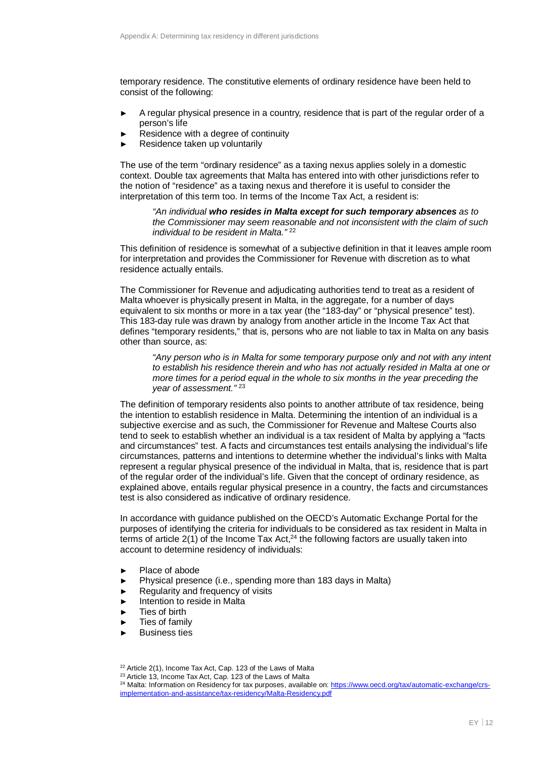temporary residence. The constitutive elements of ordinary residence have been held to consist of the following:

- A regular physical presence in a country, residence that is part of the regular order of a person's life
- Residence with a degree of continuity
- Residence taken up voluntarily

The use of the term "ordinary residence" as a taxing nexus applies solely in a domestic context. Double tax agreements that Malta has entered into with other jurisdictions refer to the notion of "residence" as a taxing nexus and therefore it is useful to consider the interpretation of this term too. In terms of the Income Tax Act, a resident is:

> *"An individual* ***who resides in Malta except for such temporary absences*** *as to the Commissioner may seem reasonable and not inconsistent with the claim of such individual to be resident in Malta."* [22]

This definition of residence is somewhat of a subjective definition in that it leaves ample room for interpretation and provides the Commissioner for Revenue with discretion as to what residence actually entails.

The Commissioner for Revenue and adjudicating authorities tend to treat as a resident of Malta whoever is physically present in Malta, in the aggregate, for a number of days equivalent to six months or more in a tax year (the "183-day" or "physical presence" test). This 183-day rule was drawn by analogy from another article in the Income Tax Act that defines "temporary residents," that is, persons who are not liable to tax in Malta on any basis other than source, as:

> *"Any person who is in Malta for some temporary purpose only and not with any intent to establish his residence therein and who has not actually resided in Malta at one or more times for a period equal in the whole to six months in the year preceding the year of assessment."* [23]

The definition of temporary residents also points to another attribute of tax residence, being the intention to establish residence in Malta. Determining the intention of an individual is a subjective exercise and as such, the Commissioner for Revenue and Maltese Courts also tend to seek to establish whether an individual is a tax resident of Malta by applying a "facts and circumstances" test. A facts and circumstances test entails analysing the individual's life circumstances, patterns and intentions to determine whether the individual's links with Malta represent a regular physical presence of the individual in Malta, that is, residence that is part of the regular order of the individual's life. Given that the concept of ordinary residence, as explained above, entails regular physical presence in a country, the facts and circumstances test is also considered as indicative of ordinary residence.

In accordance with guidance published on the OECD's Automatic Exchange Portal for the purposes of identifying the criteria for individuals to be considered as tax resident in Malta in terms of article 2(1) of the Income Tax Act,[24] the following factors are usually taken into account to determine residency of individuals:

- Place of abode
- Physical presence (i.e., spending more than 183 days in Malta)
- Regularity and frequency of visits
- Intention to reside in Malta
- Ties of birth
- Ties of family
- Business ties

[22] Article 2(1), Income Tax Act, Cap. 123 of the Laws of Malta

[23] Article 13, Income Tax Act, Cap. 123 of the Laws of Malta

[24] Malta: Information on Residency for tax purposes, available on: https://www.oecd.org/tax/automatic-exchange/crs-implementation-and-assistance/tax-residency/Malta-Residency.pdf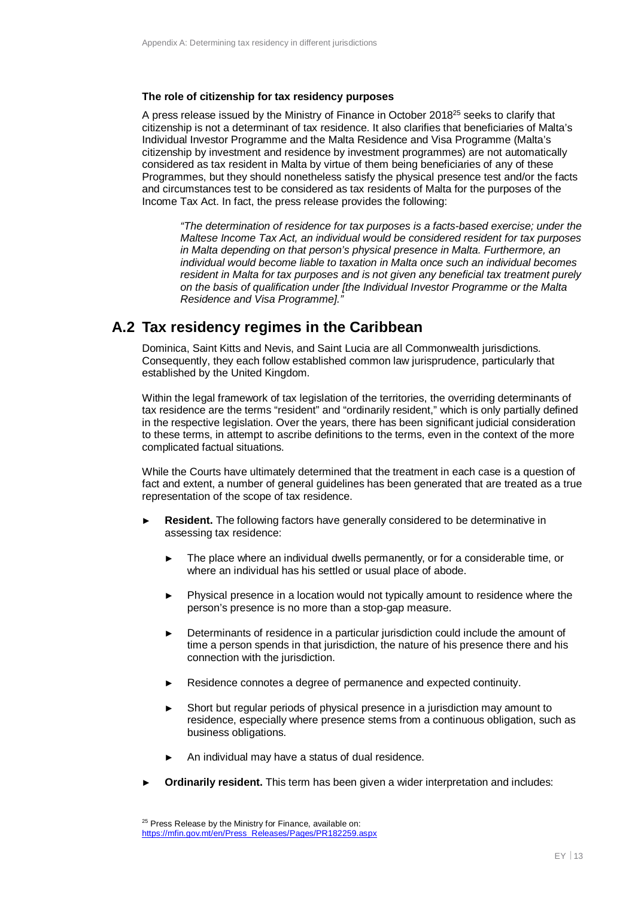**The role of citizenship for tax residency purposes**

A press release issued by the Ministry of Finance in October 2018[25] seeks to clarify that citizenship is not a determinant of tax residence. It also clarifies that beneficiaries of Malta's Individual Investor Programme and the Malta Residence and Visa Programme (Malta's citizenship by investment and residence by investment programmes) are not automatically considered as tax resident in Malta by virtue of them being beneficiaries of any of these Programmes, but they should nonetheless satisfy the physical presence test and/or the facts and circumstances test to be considered as tax residents of Malta for the purposes of the Income Tax Act. In fact, the press release provides the following:

> *"The determination of residence for tax purposes is a facts-based exercise; under the Maltese Income Tax Act, an individual would be considered resident for tax purposes in Malta depending on that person's physical presence in Malta. Furthermore, an individual would become liable to taxation in Malta once such an individual becomes resident in Malta for tax purposes and is not given any beneficial tax treatment purely on the basis of qualification under [the Individual Investor Programme or the Malta Residence and Visa Programme]."*

## A.2 Tax residency regimes in the Caribbean

Dominica, Saint Kitts and Nevis, and Saint Lucia are all Commonwealth jurisdictions. Consequently, they each follow established common law jurisprudence, particularly that established by the United Kingdom.

Within the legal framework of tax legislation of the territories, the overriding determinants of tax residence are the terms "resident" and "ordinarily resident," which is only partially defined in the respective legislation. Over the years, there has been significant judicial consideration to these terms, in attempt to ascribe definitions to the terms, even in the context of the more complicated factual situations.

While the Courts have ultimately determined that the treatment in each case is a question of fact and extent, a number of general guidelines has been generated that are treated as a true representation of the scope of tax residence.

- **Resident.** The following factors have generally considered to be determinative in assessing tax residence:
  - The place where an individual dwells permanently, or for a considerable time, or where an individual has his settled or usual place of abode.
  - Physical presence in a location would not typically amount to residence where the person's presence is no more than a stop-gap measure.
  - Determinants of residence in a particular jurisdiction could include the amount of time a person spends in that jurisdiction, the nature of his presence there and his connection with the jurisdiction.
  - Residence connotes a degree of permanence and expected continuity.
  - Short but regular periods of physical presence in a jurisdiction may amount to residence, especially where presence stems from a continuous obligation, such as business obligations.
  - An individual may have a status of dual residence.
- **Ordinarily resident.** This term has been given a wider interpretation and includes:

[25] Press Release by the Ministry for Finance, available on: https://mfin.gov.mt/en/Press_Releases/Pages/PR182259.aspx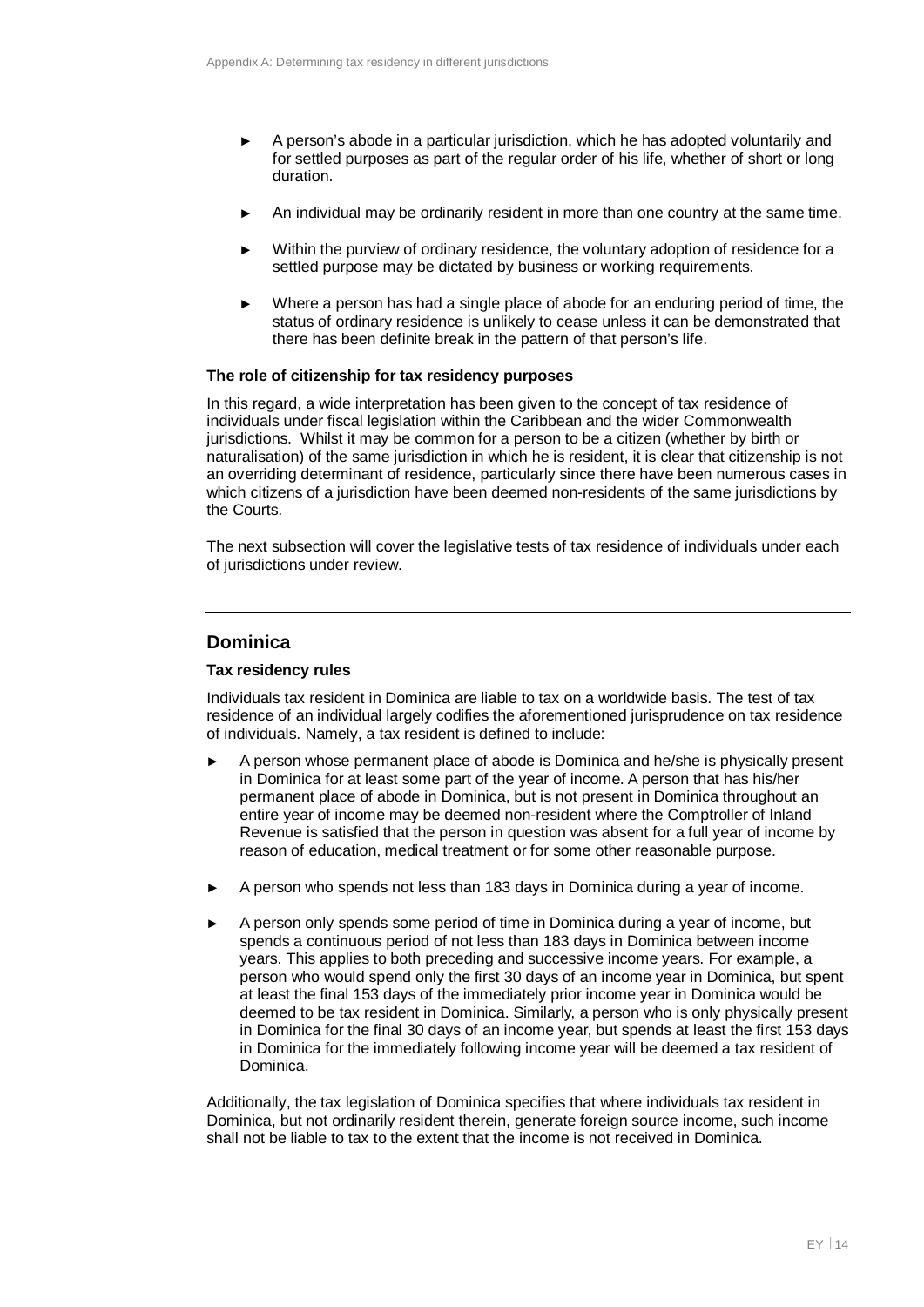- A person's abode in a particular jurisdiction, which he has adopted voluntarily and for settled purposes as part of the regular order of his life, whether of short or long duration.
- An individual may be ordinarily resident in more than one country at the same time.
- Within the purview of ordinary residence, the voluntary adoption of residence for a settled purpose may be dictated by business or working requirements.
- Where a person has had a single place of abode for an enduring period of time, the status of ordinary residence is unlikely to cease unless it can be demonstrated that there has been definite break in the pattern of that person's life.

**The role of citizenship for tax residency purposes**

In this regard, a wide interpretation has been given to the concept of tax residence of individuals under fiscal legislation within the Caribbean and the wider Commonwealth jurisdictions. Whilst it may be common for a person to be a citizen (whether by birth or naturalisation) of the same jurisdiction in which he is resident, it is clear that citizenship is not an overriding determinant of residence, particularly since there have been numerous cases in which citizens of a jurisdiction have been deemed non-residents of the same jurisdictions by the Courts.

The next subsection will cover the legislative tests of tax residence of individuals under each of jurisdictions under review.

---

## Dominica

**Tax residency rules**

Individuals tax resident in Dominica are liable to tax on a worldwide basis. The test of tax residence of an individual largely codifies the aforementioned jurisprudence on tax residence of individuals. Namely, a tax resident is defined to include:

- A person whose permanent place of abode is Dominica and he/she is physically present in Dominica for at least some part of the year of income. A person that has his/her permanent place of abode in Dominica, but is not present in Dominica throughout an entire year of income may be deemed non-resident where the Comptroller of Inland Revenue is satisfied that the person in question was absent for a full year of income by reason of education, medical treatment or for some other reasonable purpose.
- A person who spends not less than 183 days in Dominica during a year of income.
- A person only spends some period of time in Dominica during a year of income, but spends a continuous period of not less than 183 days in Dominica between income years. This applies to both preceding and successive income years. For example, a person who would spend only the first 30 days of an income year in Dominica, but spent at least the final 153 days of the immediately prior income year in Dominica would be deemed to be tax resident in Dominica. Similarly, a person who is only physically present in Dominica for the final 30 days of an income year, but spends at least the first 153 days in Dominica for the immediately following income year will be deemed a tax resident of Dominica.

Additionally, the tax legislation of Dominica specifies that where individuals tax resident in Dominica, but not ordinarily resident therein, generate foreign source income, such income shall not be liable to tax to the extent that the income is not received in Dominica.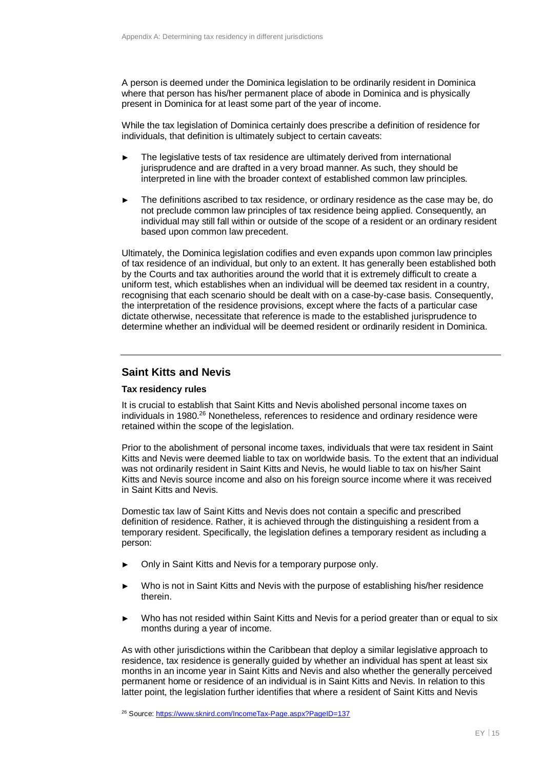A person is deemed under the Dominica legislation to be ordinarily resident in Dominica where that person has his/her permanent place of abode in Dominica and is physically present in Dominica for at least some part of the year of income.

While the tax legislation of Dominica certainly does prescribe a definition of residence for individuals, that definition is ultimately subject to certain caveats:

- The legislative tests of tax residence are ultimately derived from international jurisprudence and are drafted in a very broad manner. As such, they should be interpreted in line with the broader context of established common law principles.
- The definitions ascribed to tax residence, or ordinary residence as the case may be, do not preclude common law principles of tax residence being applied. Consequently, an individual may still fall within or outside of the scope of a resident or an ordinary resident based upon common law precedent.

Ultimately, the Dominica legislation codifies and even expands upon common law principles of tax residence of an individual, but only to an extent. It has generally been established both by the Courts and tax authorities around the world that it is extremely difficult to create a uniform test, which establishes when an individual will be deemed tax resident in a country, recognising that each scenario should be dealt with on a case-by-case basis. Consequently, the interpretation of the residence provisions, except where the facts of a particular case dictate otherwise, necessitate that reference is made to the established jurisprudence to determine whether an individual will be deemed resident or ordinarily resident in Dominica.

## Saint Kitts and Nevis

### Tax residency rules

It is crucial to establish that Saint Kitts and Nevis abolished personal income taxes on individuals in 1980.[26] Nonetheless, references to residence and ordinary residence were retained within the scope of the legislation.

Prior to the abolishment of personal income taxes, individuals that were tax resident in Saint Kitts and Nevis were deemed liable to tax on worldwide basis. To the extent that an individual was not ordinarily resident in Saint Kitts and Nevis, he would liable to tax on his/her Saint Kitts and Nevis source income and also on his foreign source income where it was received in Saint Kitts and Nevis.

Domestic tax law of Saint Kitts and Nevis does not contain a specific and prescribed definition of residence. Rather, it is achieved through the distinguishing a resident from a temporary resident. Specifically, the legislation defines a temporary resident as including a person:

- Only in Saint Kitts and Nevis for a temporary purpose only.
- Who is not in Saint Kitts and Nevis with the purpose of establishing his/her residence therein.
- Who has not resided within Saint Kitts and Nevis for a period greater than or equal to six months during a year of income.

As with other jurisdictions within the Caribbean that deploy a similar legislative approach to residence, tax residence is generally guided by whether an individual has spent at least six months in an income year in Saint Kitts and Nevis and also whether the generally perceived permanent home or residence of an individual is in Saint Kitts and Nevis. In relation to this latter point, the legislation further identifies that where a resident of Saint Kitts and Nevis

[26] Source: https://www.sknird.com/IncomeTax-Page.aspx?PageID=137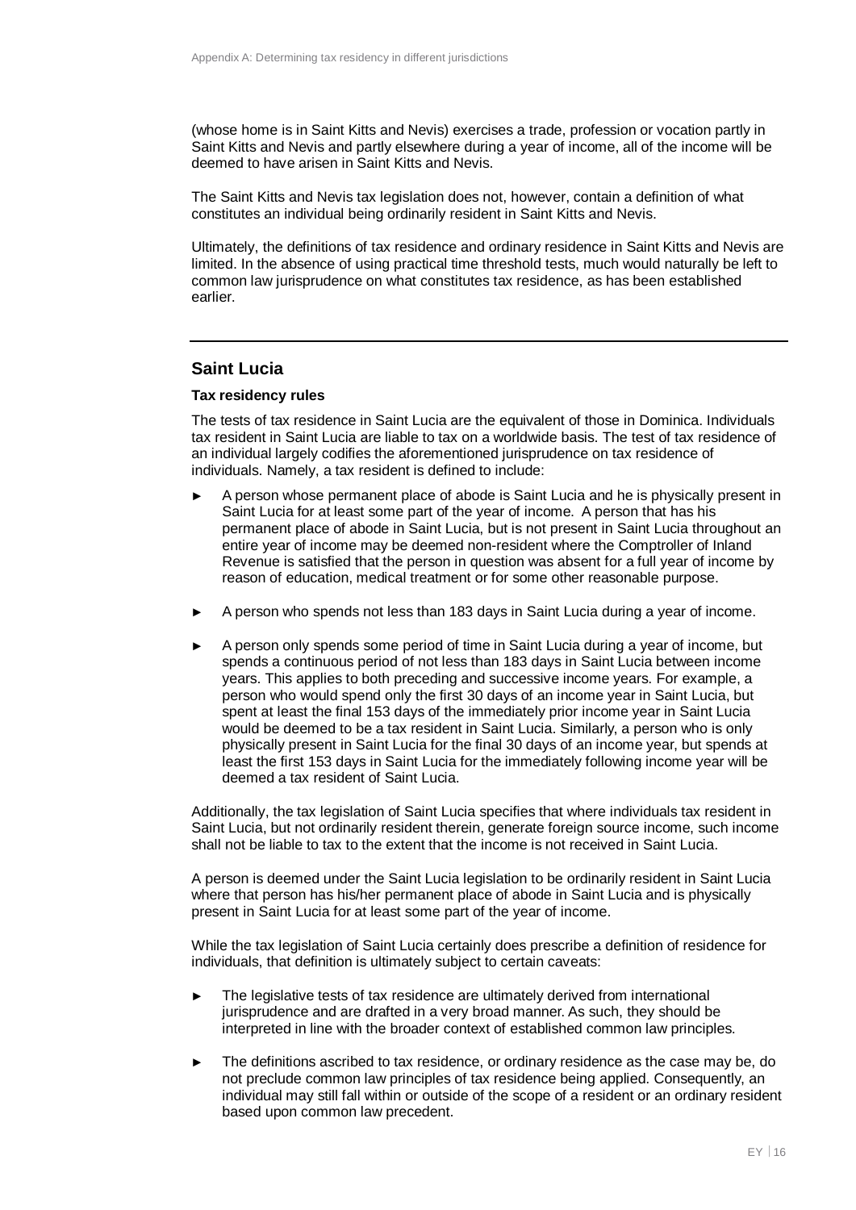(whose home is in Saint Kitts and Nevis) exercises a trade, profession or vocation partly in Saint Kitts and Nevis and partly elsewhere during a year of income, all of the income will be deemed to have arisen in Saint Kitts and Nevis.

The Saint Kitts and Nevis tax legislation does not, however, contain a definition of what constitutes an individual being ordinarily resident in Saint Kitts and Nevis.

Ultimately, the definitions of tax residence and ordinary residence in Saint Kitts and Nevis are limited. In the absence of using practical time threshold tests, much would naturally be left to common law jurisprudence on what constitutes tax residence, as has been established earlier.

---

## Saint Lucia

### Tax residency rules

The tests of tax residence in Saint Lucia are the equivalent of those in Dominica. Individuals tax resident in Saint Lucia are liable to tax on a worldwide basis. The test of tax residence of an individual largely codifies the aforementioned jurisprudence on tax residence of individuals. Namely, a tax resident is defined to include:

- A person whose permanent place of abode is Saint Lucia and he is physically present in Saint Lucia for at least some part of the year of income. A person that has his permanent place of abode in Saint Lucia, but is not present in Saint Lucia throughout an entire year of income may be deemed non-resident where the Comptroller of Inland Revenue is satisfied that the person in question was absent for a full year of income by reason of education, medical treatment or for some other reasonable purpose.
- A person who spends not less than 183 days in Saint Lucia during a year of income.
- A person only spends some period of time in Saint Lucia during a year of income, but spends a continuous period of not less than 183 days in Saint Lucia between income years. This applies to both preceding and successive income years. For example, a person who would spend only the first 30 days of an income year in Saint Lucia, but spent at least the final 153 days of the immediately prior income year in Saint Lucia would be deemed to be a tax resident in Saint Lucia. Similarly, a person who is only physically present in Saint Lucia for the final 30 days of an income year, but spends at least the first 153 days in Saint Lucia for the immediately following income year will be deemed a tax resident of Saint Lucia.

Additionally, the tax legislation of Saint Lucia specifies that where individuals tax resident in Saint Lucia, but not ordinarily resident therein, generate foreign source income, such income shall not be liable to tax to the extent that the income is not received in Saint Lucia.

A person is deemed under the Saint Lucia legislation to be ordinarily resident in Saint Lucia where that person has his/her permanent place of abode in Saint Lucia and is physically present in Saint Lucia for at least some part of the year of income.

While the tax legislation of Saint Lucia certainly does prescribe a definition of residence for individuals, that definition is ultimately subject to certain caveats:

- The legislative tests of tax residence are ultimately derived from international jurisprudence and are drafted in a very broad manner. As such, they should be interpreted in line with the broader context of established common law principles.
- The definitions ascribed to tax residence, or ordinary residence as the case may be, do not preclude common law principles of tax residence being applied. Consequently, an individual may still fall within or outside of the scope of a resident or an ordinary resident based upon common law precedent.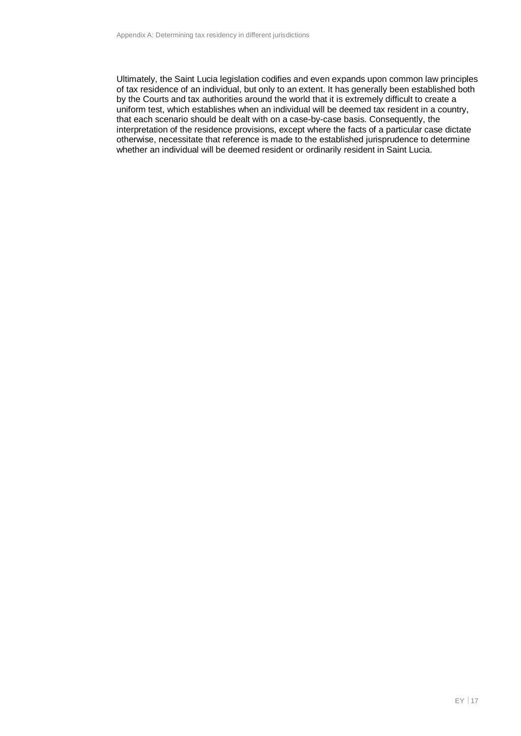Ultimately, the Saint Lucia legislation codifies and even expands upon common law principles of tax residence of an individual, but only to an extent. It has generally been established both by the Courts and tax authorities around the world that it is extremely difficult to create a uniform test, which establishes when an individual will be deemed tax resident in a country, that each scenario should be dealt with on a case-by-case basis. Consequently, the interpretation of the residence provisions, except where the facts of a particular case dictate otherwise, necessitate that reference is made to the established jurisprudence to determine whether an individual will be deemed resident or ordinarily resident in Saint Lucia.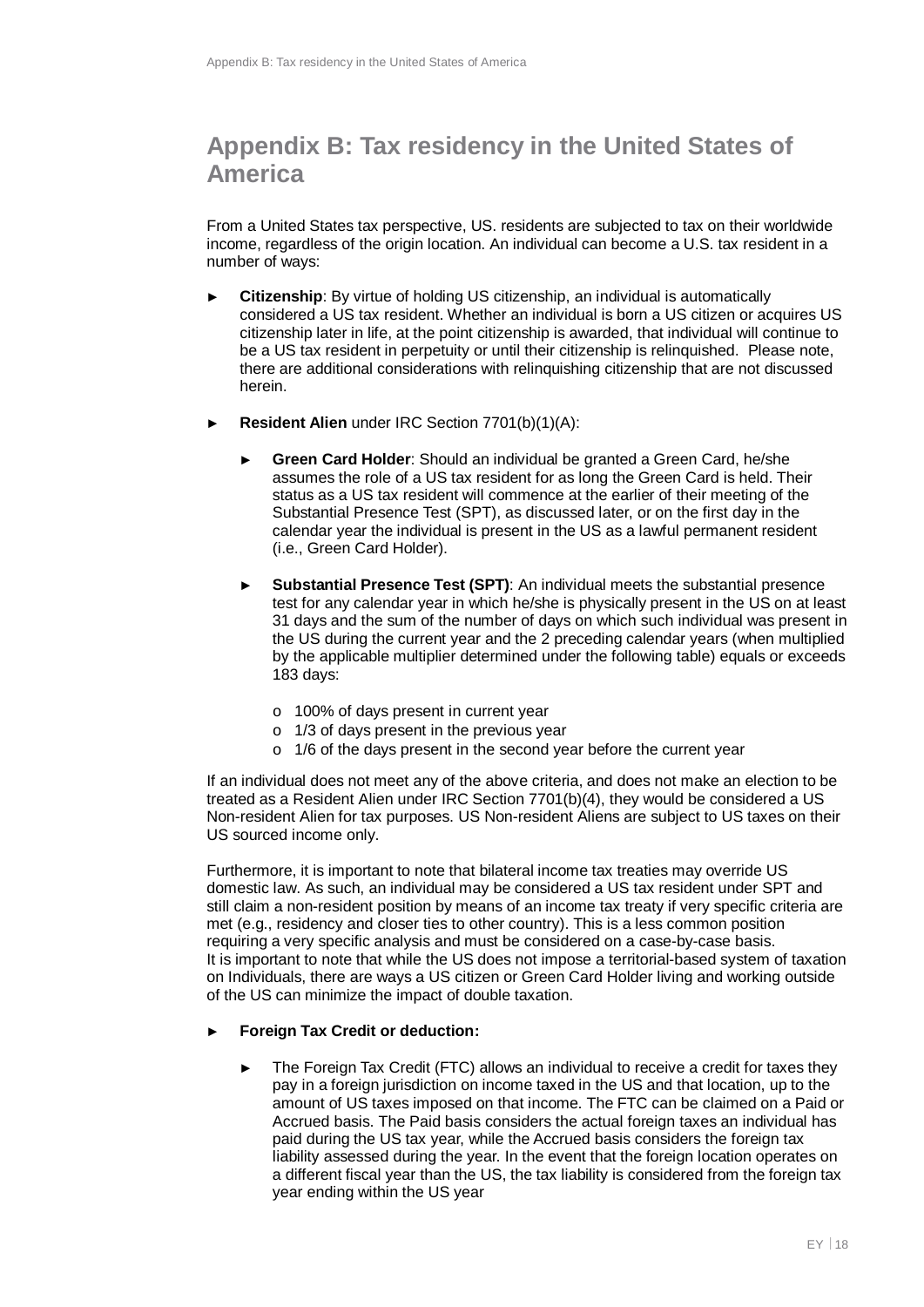# Appendix B: Tax residency in the United States of America

From a United States tax perspective, US. residents are subjected to tax on their worldwide income, regardless of the origin location. An individual can become a U.S. tax resident in a number of ways:

- **Citizenship**: By virtue of holding US citizenship, an individual is automatically considered a US tax resident. Whether an individual is born a US citizen or acquires US citizenship later in life, at the point citizenship is awarded, that individual will continue to be a US tax resident in perpetuity or until their citizenship is relinquished. Please note, there are additional considerations with relinquishing citizenship that are not discussed herein.
- **Resident Alien** under IRC Section 7701(b)(1)(A):
  - **Green Card Holder**: Should an individual be granted a Green Card, he/she assumes the role of a US tax resident for as long the Green Card is held. Their status as a US tax resident will commence at the earlier of their meeting of the Substantial Presence Test (SPT), as discussed later, or on the first day in the calendar year the individual is present in the US as a lawful permanent resident (i.e., Green Card Holder).
  - **Substantial Presence Test (SPT)**: An individual meets the substantial presence test for any calendar year in which he/she is physically present in the US on at least 31 days and the sum of the number of days on which such individual was present in the US during the current year and the 2 preceding calendar years (when multiplied by the applicable multiplier determined under the following table) equals or exceeds 183 days:
    - 100% of days present in current year
    - 1/3 of days present in the previous year
    - 1/6 of the days present in the second year before the current year

If an individual does not meet any of the above criteria, and does not make an election to be treated as a Resident Alien under IRC Section 7701(b)(4), they would be considered a US Non-resident Alien for tax purposes. US Non-resident Aliens are subject to US taxes on their US sourced income only.

Furthermore, it is important to note that bilateral income tax treaties may override US domestic law. As such, an individual may be considered a US tax resident under SPT and still claim a non-resident position by means of an income tax treaty if very specific criteria are met (e.g., residency and closer ties to other country). This is a less common position requiring a very specific analysis and must be considered on a case-by-case basis.
It is important to note that while the US does not impose a territorial-based system of taxation on Individuals, there are ways a US citizen or Green Card Holder living and working outside of the US can minimize the impact of double taxation.

- **Foreign Tax Credit or deduction:**
  - The Foreign Tax Credit (FTC) allows an individual to receive a credit for taxes they pay in a foreign jurisdiction on income taxed in the US and that location, up to the amount of US taxes imposed on that income. The FTC can be claimed on a Paid or Accrued basis. The Paid basis considers the actual foreign taxes an individual has paid during the US tax year, while the Accrued basis considers the foreign tax liability assessed during the year. In the event that the foreign location operates on a different fiscal year than the US, the tax liability is considered from the foreign tax year ending within the US year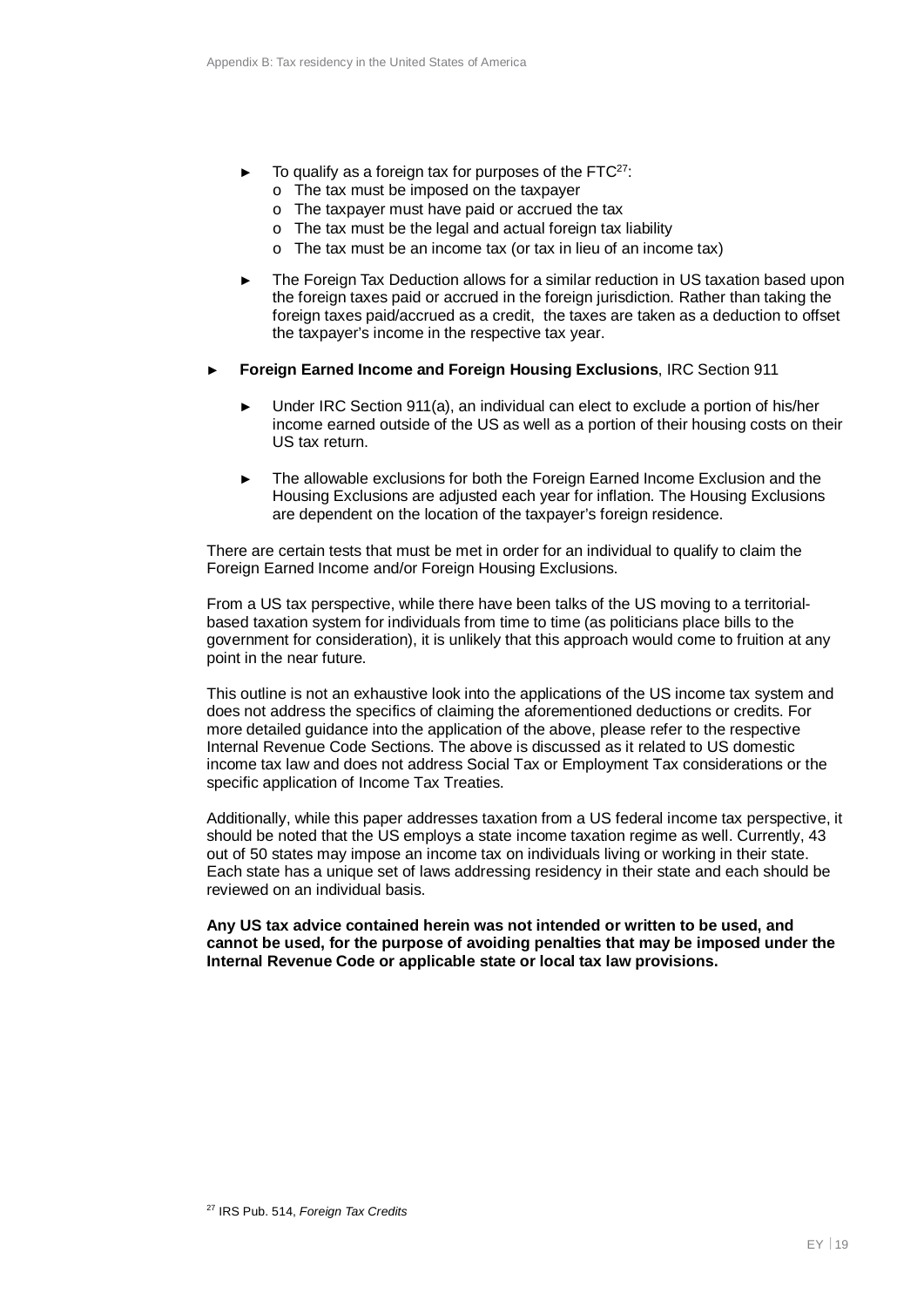- To qualify as a foreign tax for purposes of the FTC[27]:
  - The tax must be imposed on the taxpayer
  - The taxpayer must have paid or accrued the tax
  - The tax must be the legal and actual foreign tax liability
  - The tax must be an income tax (or tax in lieu of an income tax)
- The Foreign Tax Deduction allows for a similar reduction in US taxation based upon the foreign taxes paid or accrued in the foreign jurisdiction. Rather than taking the foreign taxes paid/accrued as a credit, the taxes are taken as a deduction to offset the taxpayer's income in the respective tax year.

- **Foreign Earned Income and Foreign Housing Exclusions**, IRC Section 911
  - Under IRC Section 911(a), an individual can elect to exclude a portion of his/her income earned outside of the US as well as a portion of their housing costs on their US tax return.
  - The allowable exclusions for both the Foreign Earned Income Exclusion and the Housing Exclusions are adjusted each year for inflation. The Housing Exclusions are dependent on the location of the taxpayer's foreign residence.

There are certain tests that must be met in order for an individual to qualify to claim the Foreign Earned Income and/or Foreign Housing Exclusions.

From a US tax perspective, while there have been talks of the US moving to a territorial-based taxation system for individuals from time to time (as politicians place bills to the government for consideration), it is unlikely that this approach would come to fruition at any point in the near future.

This outline is not an exhaustive look into the applications of the US income tax system and does not address the specifics of claiming the aforementioned deductions or credits. For more detailed guidance into the application of the above, please refer to the respective Internal Revenue Code Sections. The above is discussed as it related to US domestic income tax law and does not address Social Tax or Employment Tax considerations or the specific application of Income Tax Treaties.

Additionally, while this paper addresses taxation from a US federal income tax perspective, it should be noted that the US employs a state income taxation regime as well. Currently, 43 out of 50 states may impose an income tax on individuals living or working in their state. Each state has a unique set of laws addressing residency in their state and each should be reviewed on an individual basis.

**Any US tax advice contained herein was not intended or written to be used, and cannot be used, for the purpose of avoiding penalties that may be imposed under the Internal Revenue Code or applicable state or local tax law provisions.**

[27] IRS Pub. 514, *Foreign Tax Credits*